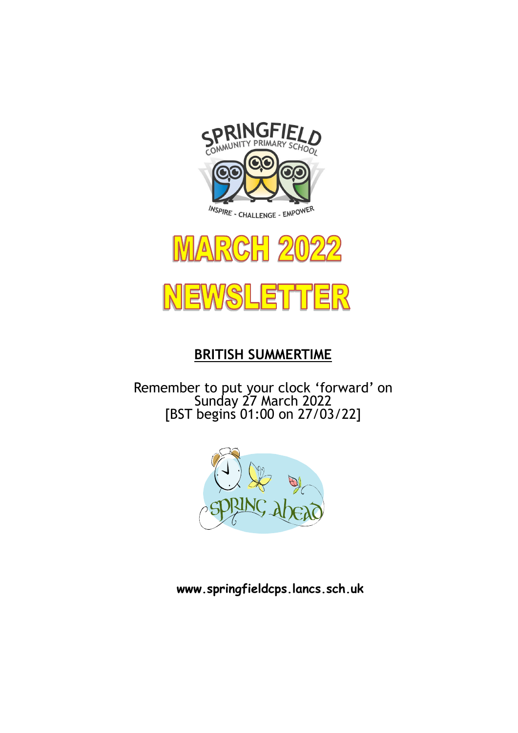# MARCH 2022 NEWSLETTER

## BRITISH SUMMERTIME

Remember to put your clock 'forward' on Sunday 27 March 2022
[BST begins 01:00 on 27/03/22]

**www.springfieldcps.lancs.sch.uk**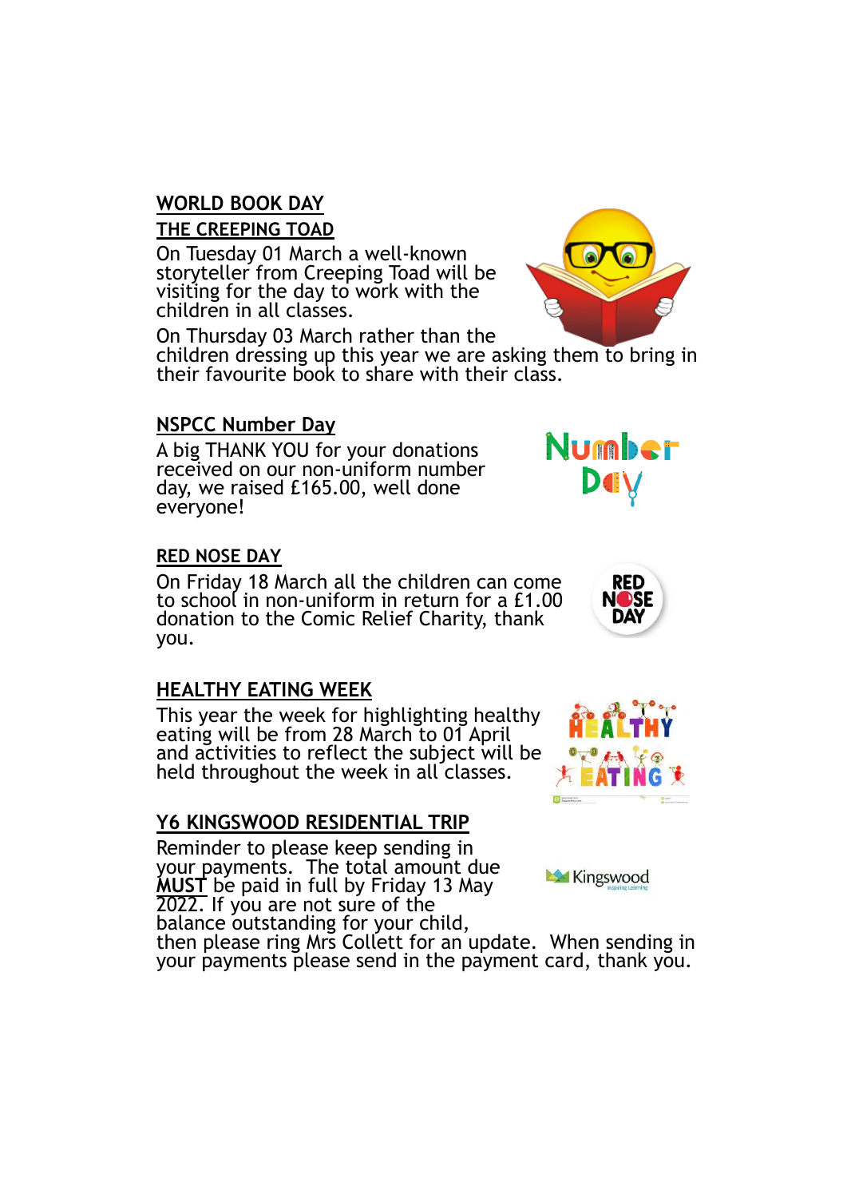## WORLD BOOK DAY

## THE CREEPING TOAD

On Tuesday 01 March a well-known storyteller from Creeping Toad will be visiting for the day to work with the children in all classes.

On Thursday 03 March rather than the children dressing up this year we are asking them to bring in their favourite book to share with their class.

## NSPCC Number Day

A big THANK YOU for your donations received on our non-uniform number day, we raised £165.00, well done everyone!

## RED NOSE DAY

On Friday 18 March all the children can come to school in non-uniform in return for a £1.00 donation to the Comic Relief Charity, thank you.

## HEALTHY EATING WEEK

This year the week for highlighting healthy eating will be from 28 March to 01 April and activities to reflect the subject will be held throughout the week in all classes.

## Y6 KINGSWOOD RESIDENTIAL TRIP

Reminder to please keep sending in your payments. The total amount due **MUST** be paid in full by Friday 13 May 2022. If you are not sure of the balance outstanding for your child, then please ring Mrs Collett for an update. When sending in your payments please send in the payment card, thank you.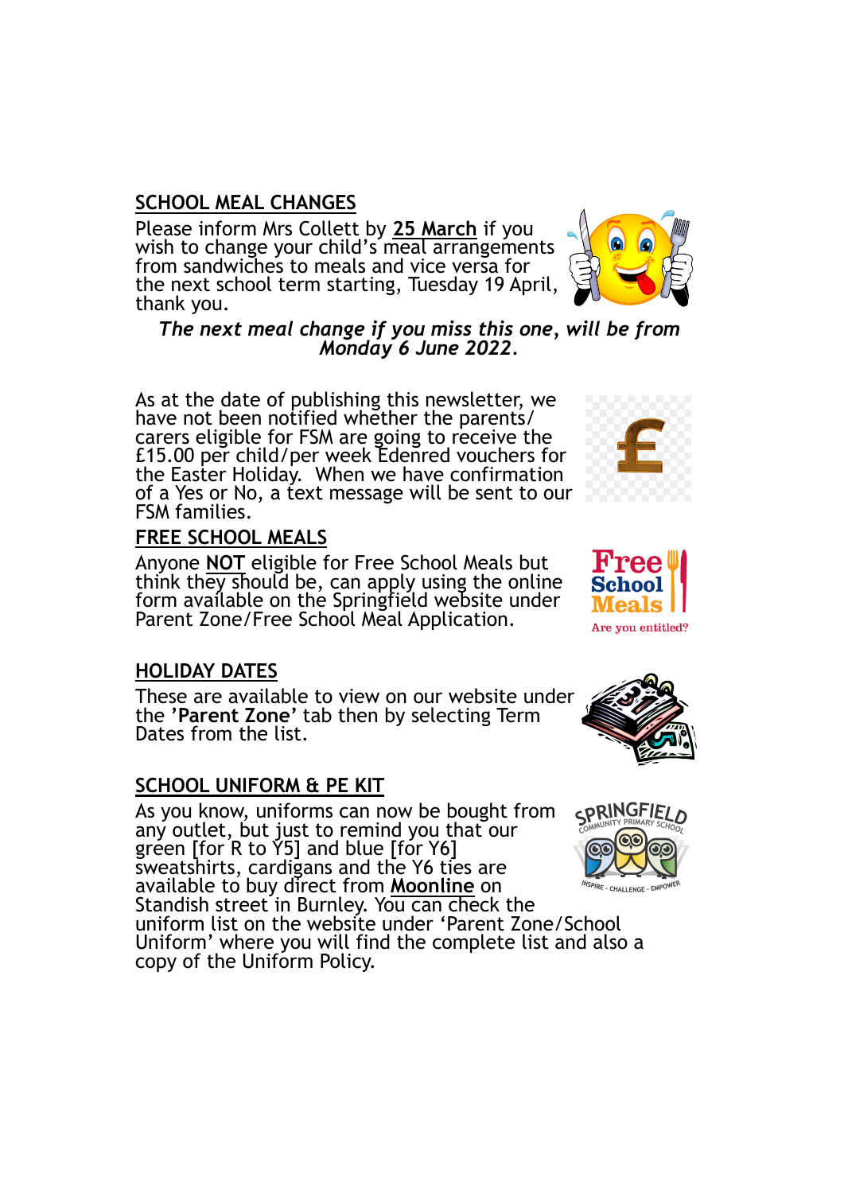## SCHOOL MEAL CHANGES

Please inform Mrs Collett by **25 March** if you wish to change your child's meal arrangements from sandwiches to meals and vice versa for the next school term starting, Tuesday 19 April, thank you.

***The next meal change if you miss this one, will be from Monday 6 June 2022.***

As at the date of publishing this newsletter, we have not been notified whether the parents/carers eligible for FSM are going to receive the £15.00 per child/per week Edenred vouchers for the Easter Holiday. When we have confirmation of a Yes or No, a text message will be sent to our FSM families.

## FREE SCHOOL MEALS

Anyone **NOT** eligible for Free School Meals but think they should be, can apply using the online form available on the Springfield website under Parent Zone/Free School Meal Application.

## HOLIDAY DATES

These are available to view on our website under the **'Parent Zone'** tab then by selecting Term Dates from the list.

## SCHOOL UNIFORM & PE KIT

As you know, uniforms can now be bought from any outlet, but just to remind you that our green [for R to Y5] and blue [for Y6] sweatshirts, cardigans and the Y6 ties are available to buy direct from **Moonline** on Standish street in Burnley. You can check the uniform list on the website under 'Parent Zone/School Uniform' where you will find the complete list and also a copy of the Uniform Policy.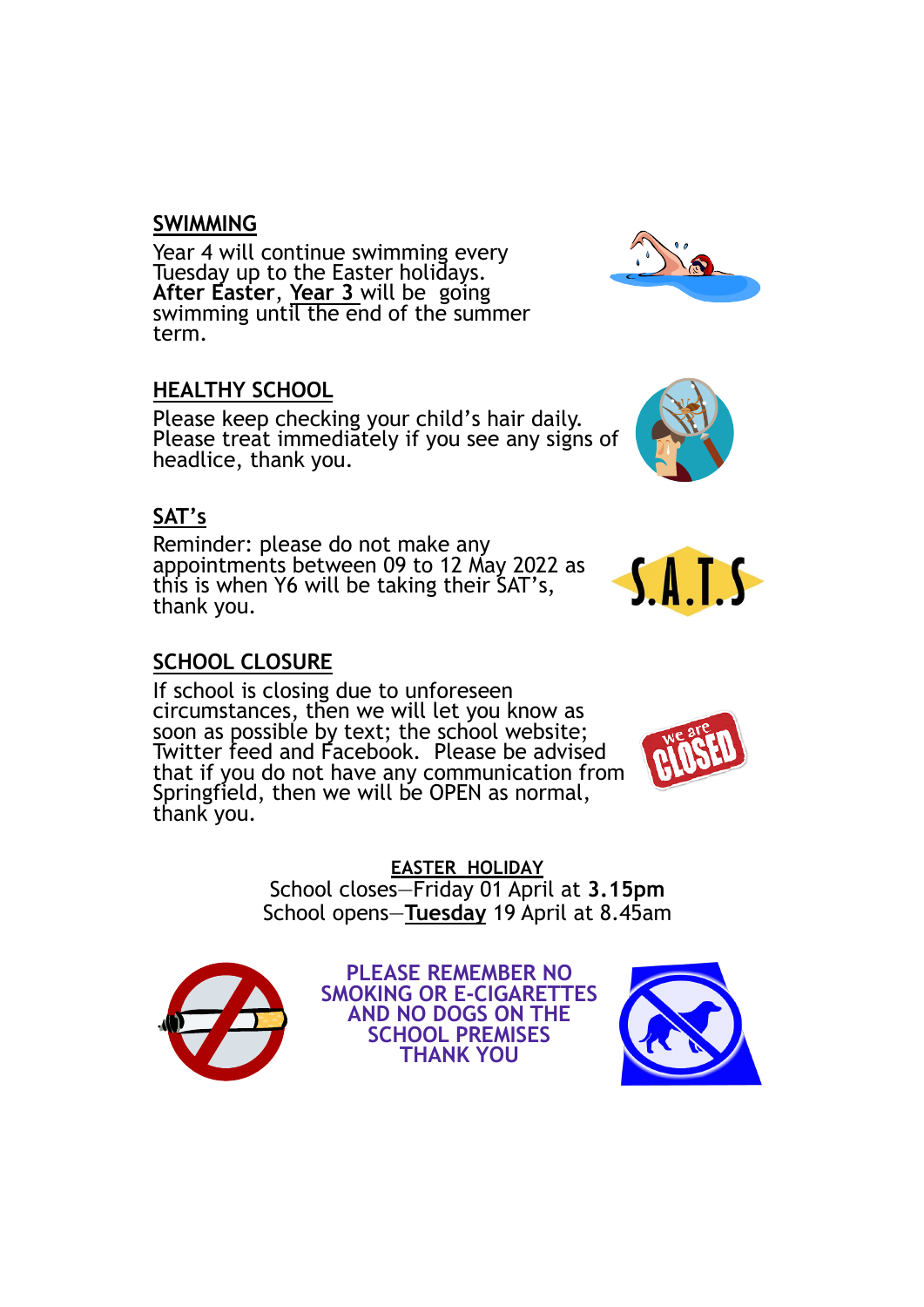## SWIMMING

Year 4 will continue swimming every Tuesday up to the Easter holidays. **After Easter**, **Year 3** will be going swimming until the end of the summer term.

## HEALTHY SCHOOL

Please keep checking your child's hair daily. Please treat immediately if you see any signs of headlice, thank you.

## SAT's

Reminder: please do not make any appointments between 09 to 12 May 2022 as this is when Y6 will be taking their SAT's, thank you.

## SCHOOL CLOSURE

If school is closing due to unforeseen circumstances, then we will let you know as soon as possible by text; the school website; Twitter feed and Facebook. Please be advised that if you do not have any communication from Springfield, then we will be OPEN as normal, thank you.

## EASTER HOLIDAY

School closes—Friday 01 April at **3.15pm**
School opens—**Tuesday** 19 April at 8.45am

**PLEASE REMEMBER NO SMOKING OR E-CIGARETTES AND NO DOGS ON THE SCHOOL PREMISES THANK YOU**